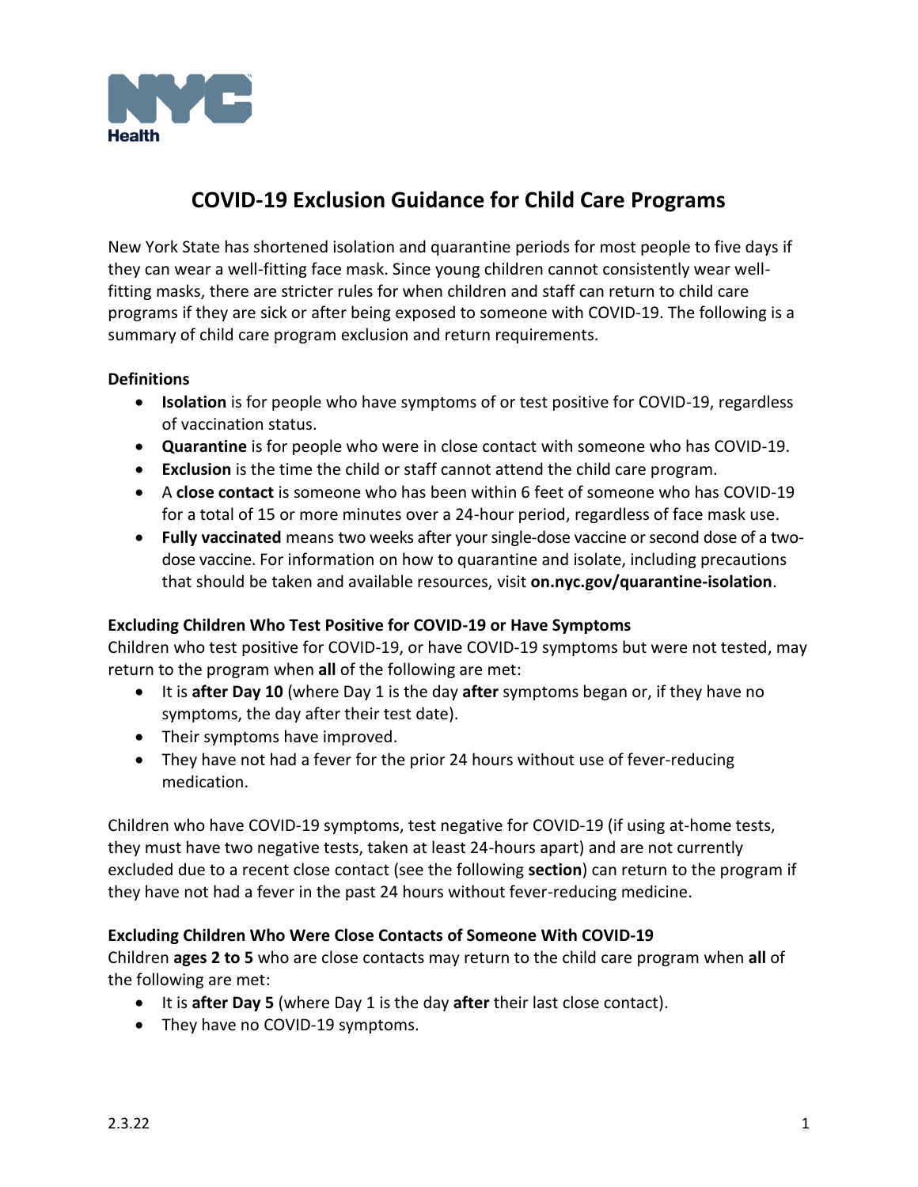# COVID-19 Exclusion Guidance for Child Care Programs

New York State has shortened isolation and quarantine periods for most people to five days if they can wear a well-fitting face mask. Since young children cannot consistently wear well-fitting masks, there are stricter rules for when children and staff can return to child care programs if they are sick or after being exposed to someone with COVID-19. The following is a summary of child care program exclusion and return requirements.

**Definitions**

- **Isolation** is for people who have symptoms of or test positive for COVID-19, regardless of vaccination status.
- **Quarantine** is for people who were in close contact with someone who has COVID-19.
- **Exclusion** is the time the child or staff cannot attend the child care program.
- A **close contact** is someone who has been within 6 feet of someone who has COVID-19 for a total of 15 or more minutes over a 24-hour period, regardless of face mask use.
- **Fully vaccinated** means two weeks after your single-dose vaccine or second dose of a two-dose vaccine. For information on how to quarantine and isolate, including precautions that should be taken and available resources, visit **on.nyc.gov/quarantine-isolation**.

**Excluding Children Who Test Positive for COVID-19 or Have Symptoms**

Children who test positive for COVID-19, or have COVID-19 symptoms but were not tested, may return to the program when **all** of the following are met:

- It is **after Day 10** (where Day 1 is the day **after** symptoms began or, if they have no symptoms, the day after their test date).
- Their symptoms have improved.
- They have not had a fever for the prior 24 hours without use of fever-reducing medication.

Children who have COVID-19 symptoms, test negative for COVID-19 (if using at-home tests, they must have two negative tests, taken at least 24-hours apart) and are not currently excluded due to a recent close contact (see the following **section**) can return to the program if they have not had a fever in the past 24 hours without fever-reducing medicine.

**Excluding Children Who Were Close Contacts of Someone With COVID-19**

Children **ages 2 to 5** who are close contacts may return to the child care program when **all** of the following are met:

- It is **after Day 5** (where Day 1 is the day **after** their last close contact).
- They have no COVID-19 symptoms.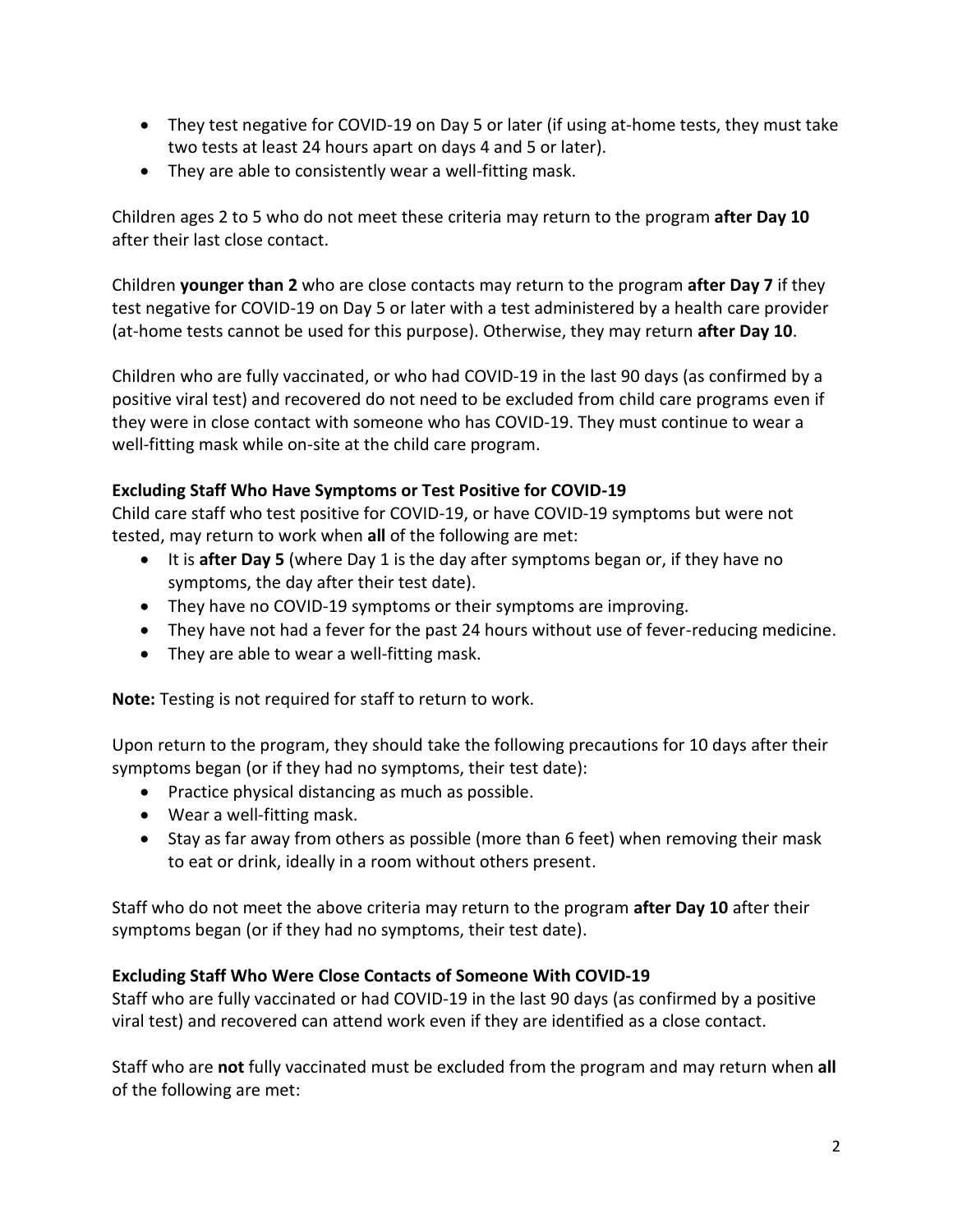- They test negative for COVID-19 on Day 5 or later (if using at-home tests, they must take two tests at least 24 hours apart on days 4 and 5 or later).
- They are able to consistently wear a well-fitting mask.

Children ages 2 to 5 who do not meet these criteria may return to the program **after Day 10** after their last close contact.

Children **younger than 2** who are close contacts may return to the program **after Day 7** if they test negative for COVID-19 on Day 5 or later with a test administered by a health care provider (at-home tests cannot be used for this purpose). Otherwise, they may return **after Day 10**.

Children who are fully vaccinated, or who had COVID-19 in the last 90 days (as confirmed by a positive viral test) and recovered do not need to be excluded from child care programs even if they were in close contact with someone who has COVID-19. They must continue to wear a well-fitting mask while on-site at the child care program.

### Excluding Staff Who Have Symptoms or Test Positive for COVID-19

Child care staff who test positive for COVID-19, or have COVID-19 symptoms but were not tested, may return to work when **all** of the following are met:

- It is **after Day 5** (where Day 1 is the day after symptoms began or, if they have no symptoms, the day after their test date).
- They have no COVID-19 symptoms or their symptoms are improving.
- They have not had a fever for the past 24 hours without use of fever-reducing medicine.
- They are able to wear a well-fitting mask.

**Note:** Testing is not required for staff to return to work.

Upon return to the program, they should take the following precautions for 10 days after their symptoms began (or if they had no symptoms, their test date):

- Practice physical distancing as much as possible.
- Wear a well-fitting mask.
- Stay as far away from others as possible (more than 6 feet) when removing their mask to eat or drink, ideally in a room without others present.

Staff who do not meet the above criteria may return to the program **after Day 10** after their symptoms began (or if they had no symptoms, their test date).

### Excluding Staff Who Were Close Contacts of Someone With COVID-19

Staff who are fully vaccinated or had COVID-19 in the last 90 days (as confirmed by a positive viral test) and recovered can attend work even if they are identified as a close contact.

Staff who are **not** fully vaccinated must be excluded from the program and may return when **all** of the following are met: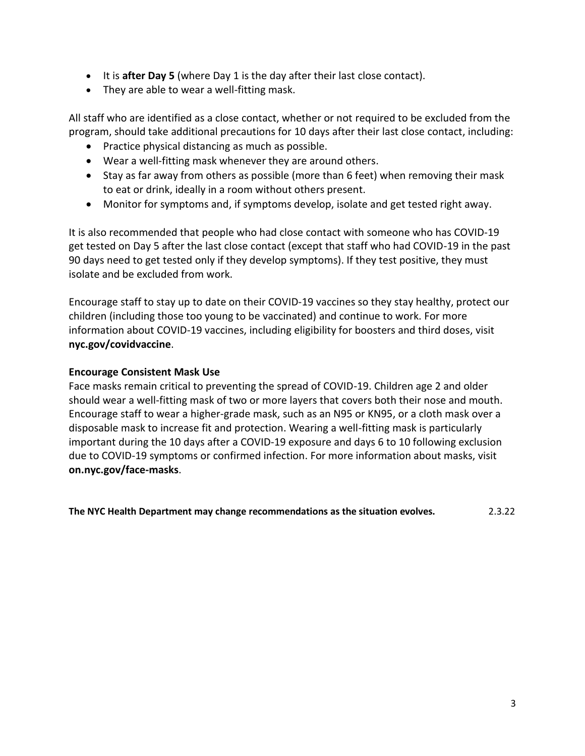- It is **after Day 5** (where Day 1 is the day after their last close contact).
- They are able to wear a well-fitting mask.

All staff who are identified as a close contact, whether or not required to be excluded from the program, should take additional precautions for 10 days after their last close contact, including:

- Practice physical distancing as much as possible.
- Wear a well-fitting mask whenever they are around others.
- Stay as far away from others as possible (more than 6 feet) when removing their mask to eat or drink, ideally in a room without others present.
- Monitor for symptoms and, if symptoms develop, isolate and get tested right away.

It is also recommended that people who had close contact with someone who has COVID-19 get tested on Day 5 after the last close contact (except that staff who had COVID-19 in the past 90 days need to get tested only if they develop symptoms). If they test positive, they must isolate and be excluded from work.

Encourage staff to stay up to date on their COVID-19 vaccines so they stay healthy, protect our children (including those too young to be vaccinated) and continue to work. For more information about COVID-19 vaccines, including eligibility for boosters and third doses, visit **nyc.gov/covidvaccine**.

**Encourage Consistent Mask Use**

Face masks remain critical to preventing the spread of COVID-19. Children age 2 and older should wear a well-fitting mask of two or more layers that covers both their nose and mouth. Encourage staff to wear a higher-grade mask, such as an N95 or KN95, or a cloth mask over a disposable mask to increase fit and protection. Wearing a well-fitting mask is particularly important during the 10 days after a COVID-19 exposure and days 6 to 10 following exclusion due to COVID-19 symptoms or confirmed infection. For more information about masks, visit **on.nyc.gov/face-masks**.

**The NYC Health Department may change recommendations as the situation evolves.** 2.3.22